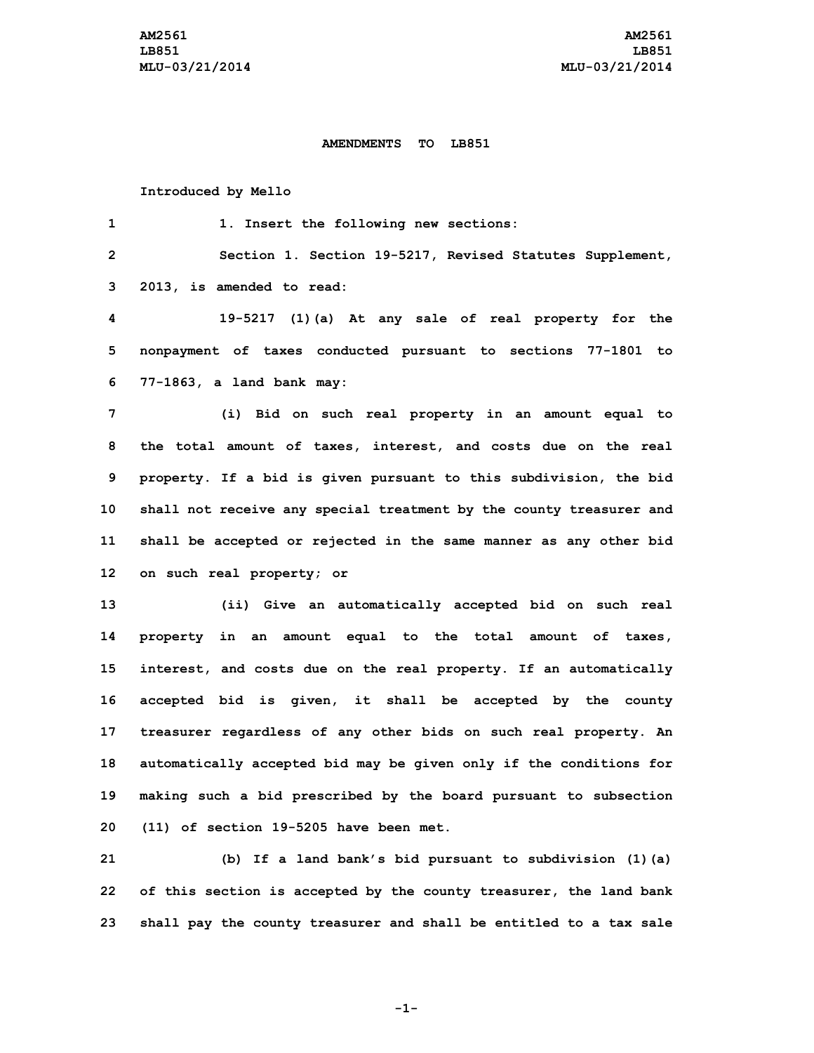**AMENDMENTS TO LB851**

Introduced by Mello

1. Insert the following new sections:

Section 1. Section 19-5217, Revised Statutes Supplement, 2013, is amended to read:

19-5217 (1)(a) At any sale of real property for the nonpayment of taxes conducted pursuant to sections 77-1801 to 77-1863, a land bank may:

(i) Bid on such real property in an amount equal to the total amount of taxes, interest, and costs due on the real property. If a bid is given pursuant to this subdivision, the bid shall not receive any special treatment by the county treasurer and shall be accepted or rejected in the same manner as any other bid on such real property; or

(ii) Give an automatically accepted bid on such real property in an amount equal to the total amount of taxes, interest, and costs due on the real property. If an automatically accepted bid is given, it shall be accepted by the county treasurer regardless of any other bids on such real property. An automatically accepted bid may be given only if the conditions for making such a bid prescribed by the board pursuant to subsection (11) of section 19-5205 have been met.

(b) If a land bank's bid pursuant to subdivision (1)(a) of this section is accepted by the county treasurer, the land bank shall pay the county treasurer and shall be entitled to a tax sale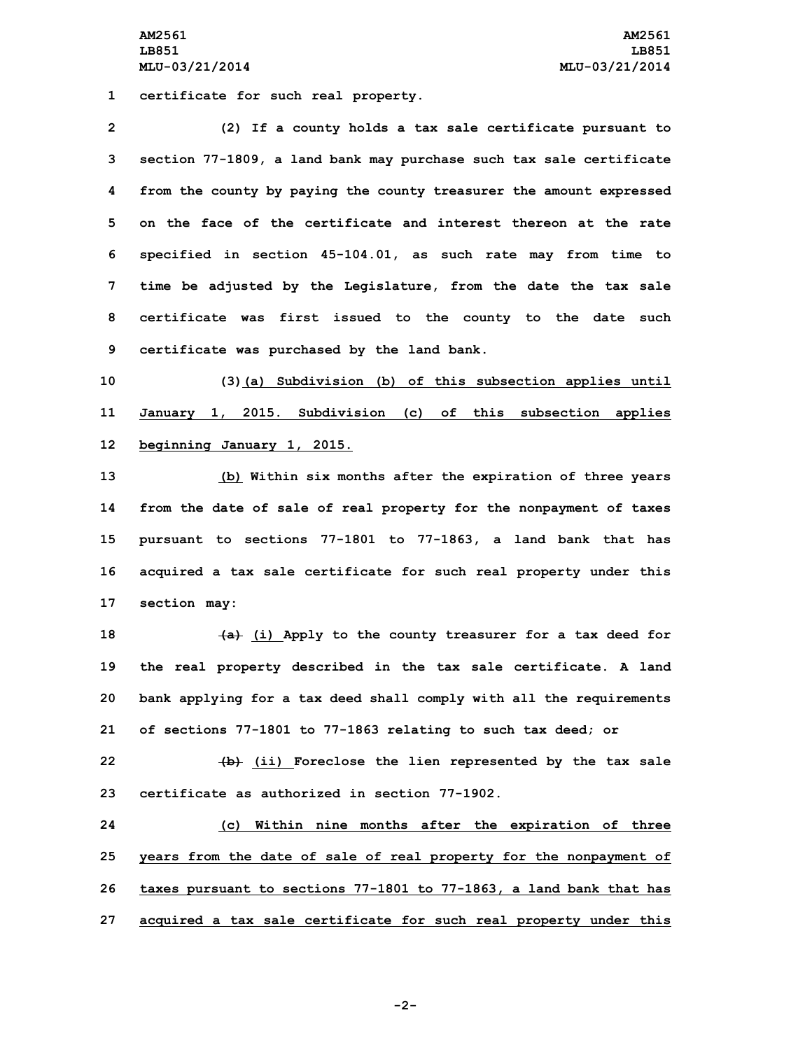certificate for such real property.

(2) If a county holds a tax sale certificate pursuant to section 77-1809, a land bank may purchase such tax sale certificate from the county by paying the county treasurer the amount expressed on the face of the certificate and interest thereon at the rate specified in section 45-104.01, as such rate may from time to time be adjusted by the Legislature, from the date the tax sale certificate was first issued to the county to the date such certificate was purchased by the land bank.

(3)(a) Subdivision (b) of this subsection applies until January 1, 2015. Subdivision (c) of this subsection applies beginning January 1, 2015.

(b) Within six months after the expiration of three years from the date of sale of real property for the nonpayment of taxes pursuant to sections 77-1801 to 77-1863, a land bank that has acquired a tax sale certificate for such real property under this section may:

~~(a)~~ (i) Apply to the county treasurer for a tax deed for the real property described in the tax sale certificate. A land bank applying for a tax deed shall comply with all the requirements of sections 77-1801 to 77-1863 relating to such tax deed; or

~~(b)~~ (ii) Foreclose the lien represented by the tax sale certificate as authorized in section 77-1902.

(c) Within nine months after the expiration of three years from the date of sale of real property for the nonpayment of taxes pursuant to sections 77-1801 to 77-1863, a land bank that has acquired a tax sale certificate for such real property under this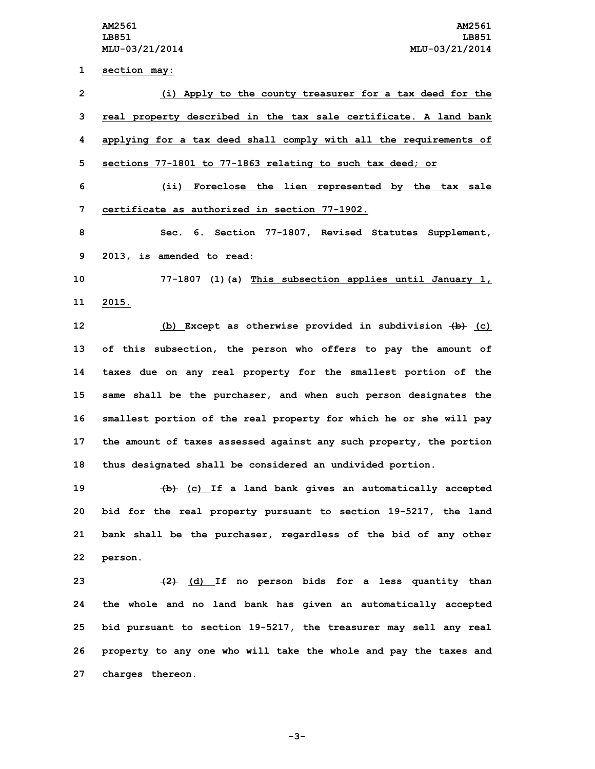section may:

(i) Apply to the county treasurer for a tax deed for the real property described in the tax sale certificate. A land bank applying for a tax deed shall comply with all the requirements of sections 77-1801 to 77-1863 relating to such tax deed; or

(ii) Foreclose the lien represented by the tax sale certificate as authorized in section 77-1902.

Sec. 6. Section 77-1807, Revised Statutes Supplement, 2013, is amended to read:

77-1807 (1)(a) This subsection applies until January 1, 2015.

(b) Except as otherwise provided in subdivision ~~(b)~~ (c) of this subsection, the person who offers to pay the amount of taxes due on any real property for the smallest portion of the same shall be the purchaser, and when such person designates the smallest portion of the real property for which he or she will pay the amount of taxes assessed against any such property, the portion thus designated shall be considered an undivided portion.

~~(b)~~ (c) If a land bank gives an automatically accepted bid for the real property pursuant to section 19-5217, the land bank shall be the purchaser, regardless of the bid of any other person.

~~(2)~~ (d) If no person bids for a less quantity than the whole and no land bank has given an automatically accepted bid pursuant to section 19-5217, the treasurer may sell any real property to any one who will take the whole and pay the taxes and charges thereon.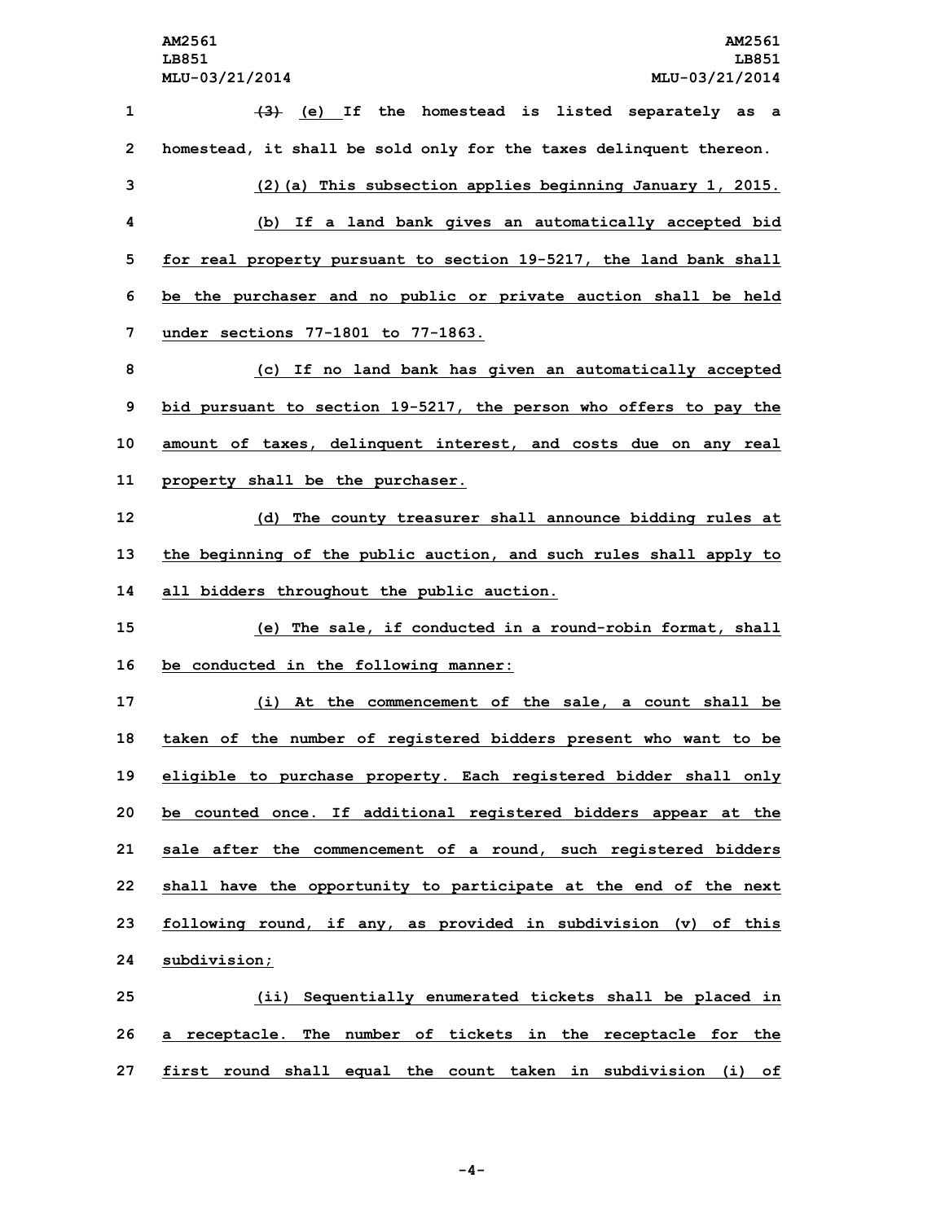~~(3)~~ (e) If the homestead is listed separately as a homestead, it shall be sold only for the taxes delinquent thereon.

(2)(a) This subsection applies beginning January 1, 2015.

(b) If a land bank gives an automatically accepted bid for real property pursuant to section 19-5217, the land bank shall be the purchaser and no public or private auction shall be held under sections 77-1801 to 77-1863.

(c) If no land bank has given an automatically accepted bid pursuant to section 19-5217, the person who offers to pay the amount of taxes, delinquent interest, and costs due on any real property shall be the purchaser.

(d) The county treasurer shall announce bidding rules at the beginning of the public auction, and such rules shall apply to all bidders throughout the public auction.

(e) The sale, if conducted in a round-robin format, shall be conducted in the following manner:

(i) At the commencement of the sale, a count shall be taken of the number of registered bidders present who want to be eligible to purchase property. Each registered bidder shall only be counted once. If additional registered bidders appear at the sale after the commencement of a round, such registered bidders shall have the opportunity to participate at the end of the next following round, if any, as provided in subdivision (v) of this subdivision;

(ii) Sequentially enumerated tickets shall be placed in a receptacle. The number of tickets in the receptacle for the first round shall equal the count taken in subdivision (i) of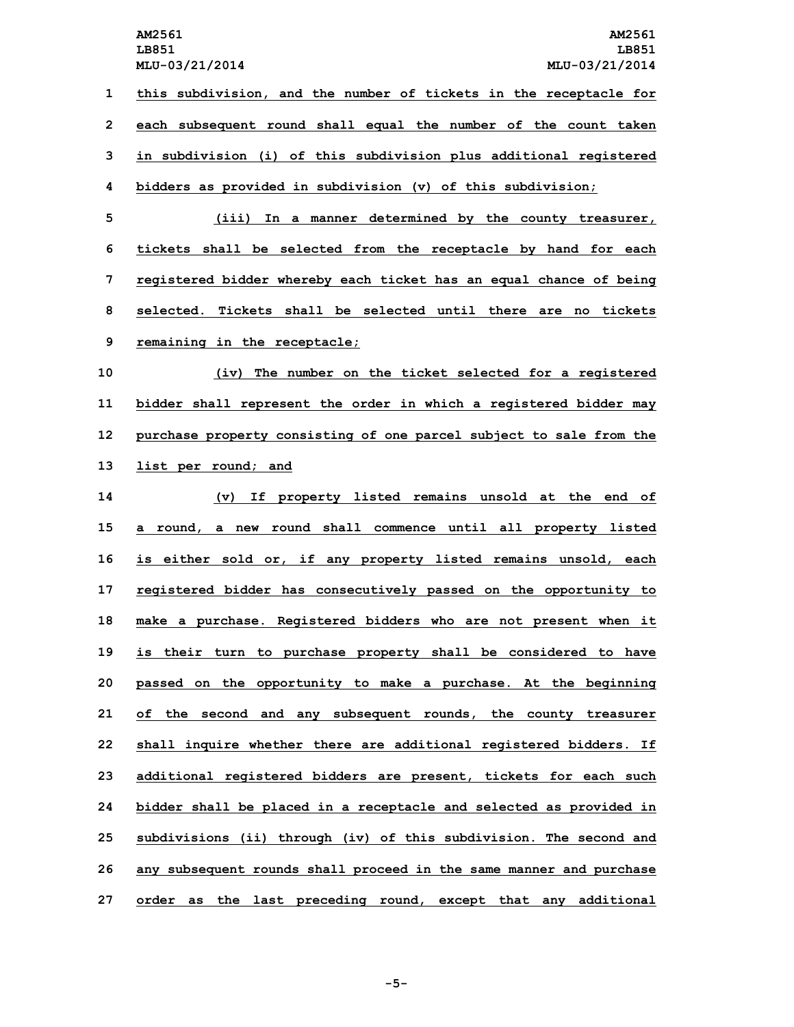this subdivision, and the number of tickets in the receptacle for each subsequent round shall equal the number of the count taken in subdivision (i) of this subdivision plus additional registered bidders as provided in subdivision (v) of this subdivision;

(iii) In a manner determined by the county treasurer, tickets shall be selected from the receptacle by hand for each registered bidder whereby each ticket has an equal chance of being selected. Tickets shall be selected until there are no tickets remaining in the receptacle;

(iv) The number on the ticket selected for a registered bidder shall represent the order in which a registered bidder may purchase property consisting of one parcel subject to sale from the list per round; and

(v) If property listed remains unsold at the end of a round, a new round shall commence until all property listed is either sold or, if any property listed remains unsold, each registered bidder has consecutively passed on the opportunity to make a purchase. Registered bidders who are not present when it is their turn to purchase property shall be considered to have passed on the opportunity to make a purchase. At the beginning of the second and any subsequent rounds, the county treasurer shall inquire whether there are additional registered bidders. If additional registered bidders are present, tickets for each such bidder shall be placed in a receptacle and selected as provided in subdivisions (ii) through (iv) of this subdivision. The second and any subsequent rounds shall proceed in the same manner and purchase order as the last preceding round, except that any additional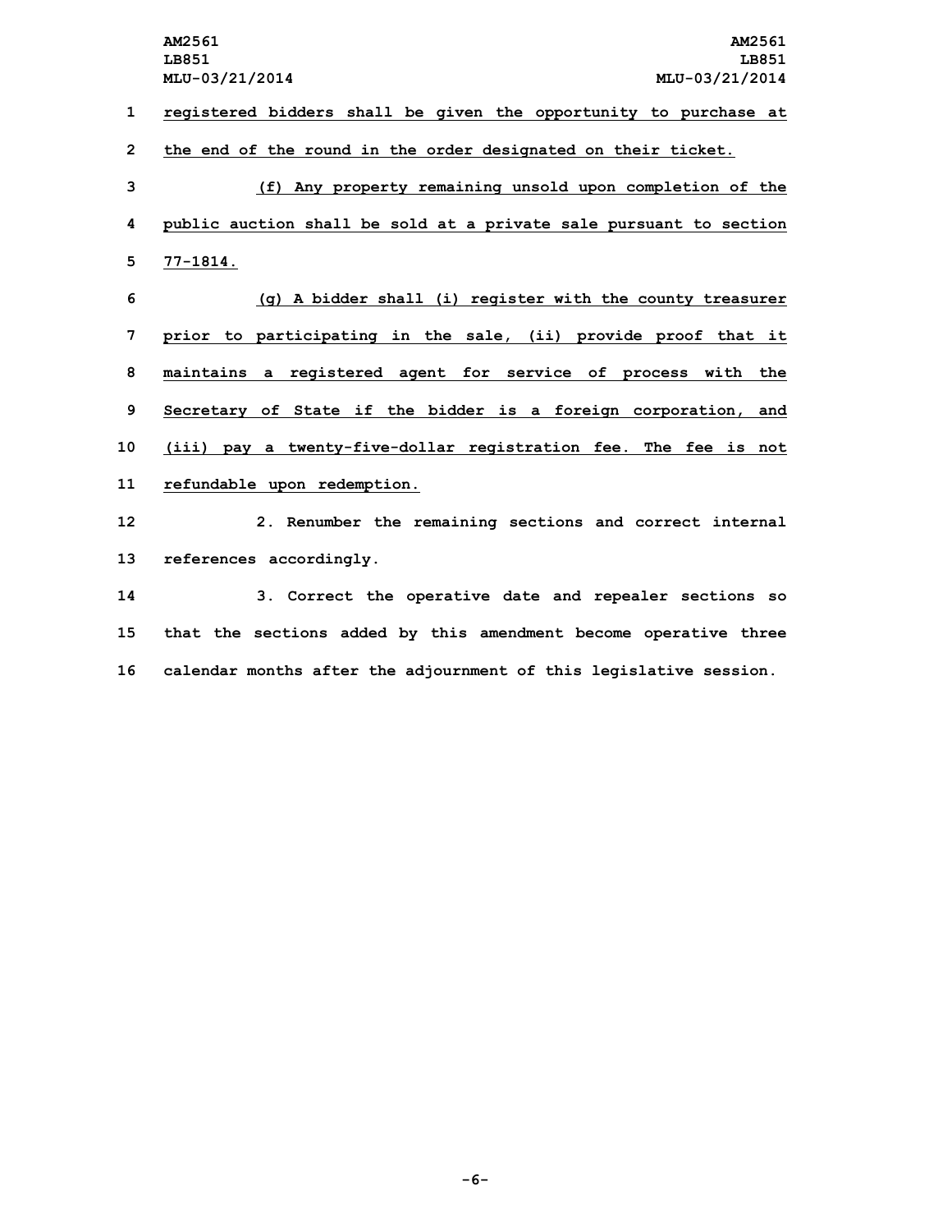registered bidders shall be given the opportunity to purchase at the end of the round in the order designated on their ticket.

(f) Any property remaining unsold upon completion of the public auction shall be sold at a private sale pursuant to section 77-1814.

(g) A bidder shall (i) register with the county treasurer prior to participating in the sale, (ii) provide proof that it maintains a registered agent for service of process with the Secretary of State if the bidder is a foreign corporation, and (iii) pay a twenty-five-dollar registration fee. The fee is not refundable upon redemption.

2. Renumber the remaining sections and correct internal references accordingly.

3. Correct the operative date and repealer sections so that the sections added by this amendment become operative three calendar months after the adjournment of this legislative session.